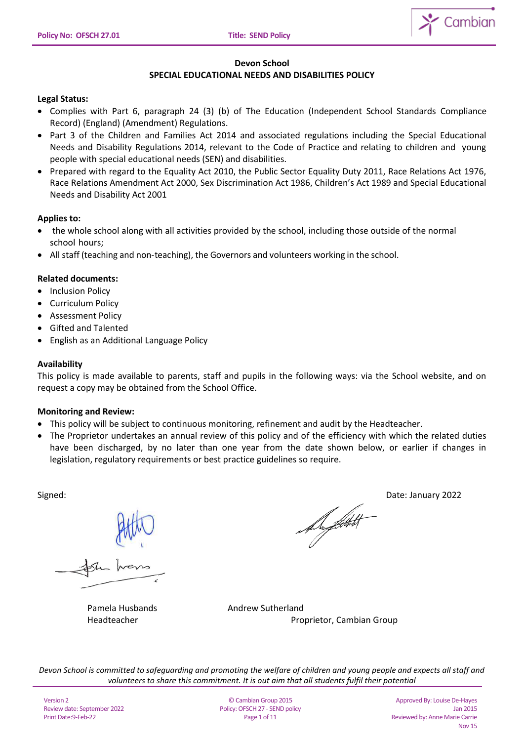# Devon School
## SPECIAL EDUCATIONAL NEEDS AND DISABILITIES POLICY

**Legal Status:**

- Complies with Part 6, paragraph 24 (3) (b) of The Education (Independent School Standards Compliance Record) (England) (Amendment) Regulations.
- Part 3 of the Children and Families Act 2014 and associated regulations including the Special Educational Needs and Disability Regulations 2014, relevant to the Code of Practice and relating to children and young people with special educational needs (SEN) and disabilities.
- Prepared with regard to the Equality Act 2010, the Public Sector Equality Duty 2011, Race Relations Act 1976, Race Relations Amendment Act 2000, Sex Discrimination Act 1986, Children's Act 1989 and Special Educational Needs and Disability Act 2001

**Applies to:**

- the whole school along with all activities provided by the school, including those outside of the normal school hours;
- All staff (teaching and non-teaching), the Governors and volunteers working in the school.

**Related documents:**

- Inclusion Policy
- Curriculum Policy
- Assessment Policy
- Gifted and Talented
- English as an Additional Language Policy

**Availability**

This policy is made available to parents, staff and pupils in the following ways: via the School website, and on request a copy may be obtained from the School Office.

**Monitoring and Review:**

- This policy will be subject to continuous monitoring, refinement and audit by the Headteacher.
- The Proprietor undertakes an annual review of this policy and of the efficiency with which the related duties have been discharged, by no later than one year from the date shown below, or earlier if changes in legislation, regulatory requirements or best practice guidelines so require.

Signed: Date: January 2022

Pamela Husbands
Headteacher

Andrew Sutherland
Proprietor, Cambian Group

*Devon School is committed to safeguarding and promoting the welfare of children and young people and expects all staff and volunteers to share this commitment. It is out aim that all students fulfil their potential*

Version 2
Review date: September 2022
Print Date:9-Feb-22

© Cambian Group 2015
Policy: OFSCH 27 - SEND policy

Approved By: Louise De-Hayes
Jan 2015
Reviewed by: Anne Marie Carrie
Nov 15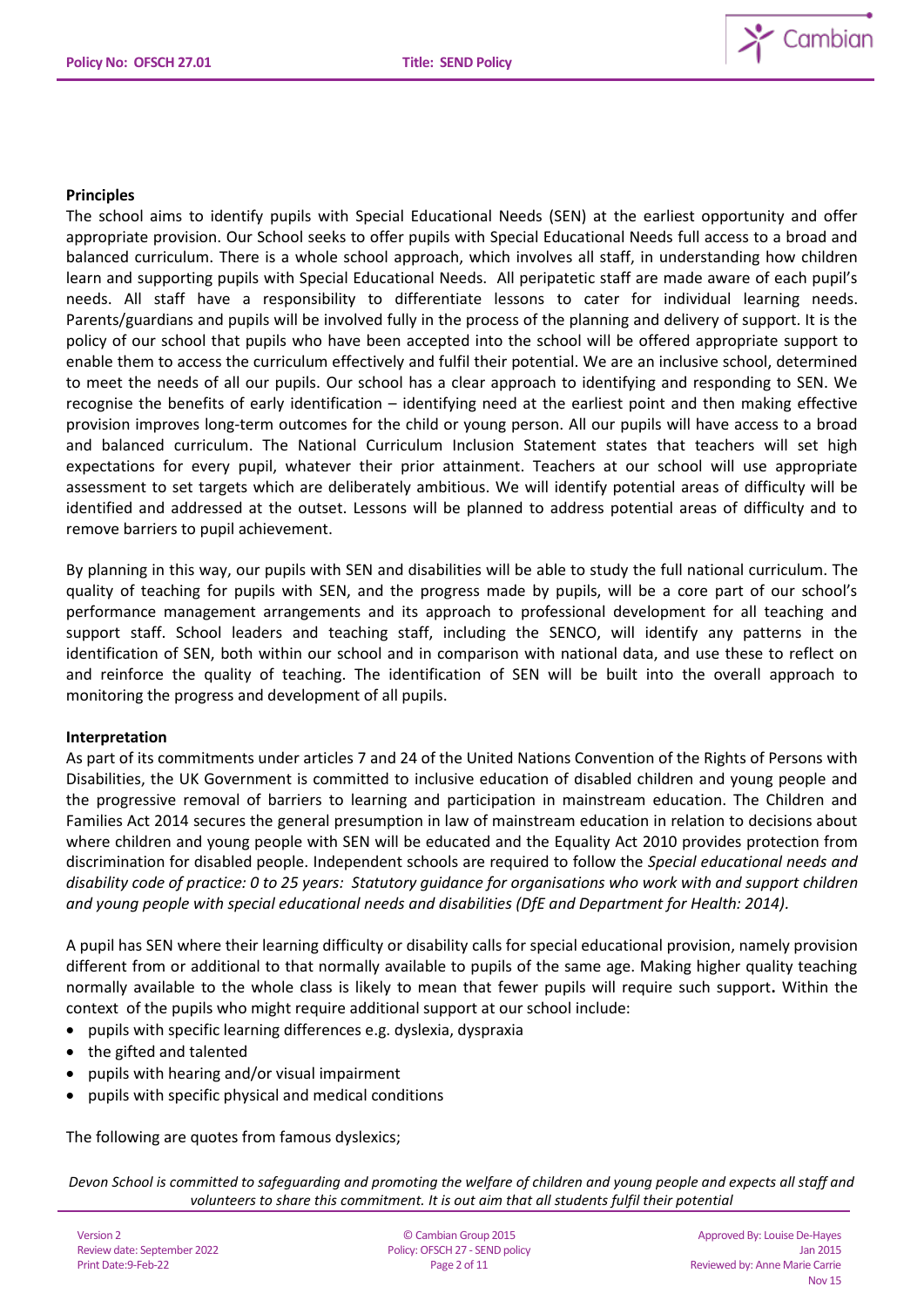**Principles**

The school aims to identify pupils with Special Educational Needs (SEN) at the earliest opportunity and offer appropriate provision. Our School seeks to offer pupils with Special Educational Needs full access to a broad and balanced curriculum. There is a whole school approach, which involves all staff, in understanding how children learn and supporting pupils with Special Educational Needs. All peripatetic staff are made aware of each pupil's needs. All staff have a responsibility to differentiate lessons to cater for individual learning needs. Parents/guardians and pupils will be involved fully in the process of the planning and delivery of support. It is the policy of our school that pupils who have been accepted into the school will be offered appropriate support to enable them to access the curriculum effectively and fulfil their potential. We are an inclusive school, determined to meet the needs of all our pupils. Our school has a clear approach to identifying and responding to SEN. We recognise the benefits of early identification – identifying need at the earliest point and then making effective provision improves long-term outcomes for the child or young person. All our pupils will have access to a broad and balanced curriculum. The National Curriculum Inclusion Statement states that teachers will set high expectations for every pupil, whatever their prior attainment. Teachers at our school will use appropriate assessment to set targets which are deliberately ambitious. We will identify potential areas of difficulty will be identified and addressed at the outset. Lessons will be planned to address potential areas of difficulty and to remove barriers to pupil achievement.

By planning in this way, our pupils with SEN and disabilities will be able to study the full national curriculum. The quality of teaching for pupils with SEN, and the progress made by pupils, will be a core part of our school's performance management arrangements and its approach to professional development for all teaching and support staff. School leaders and teaching staff, including the SENCO, will identify any patterns in the identification of SEN, both within our school and in comparison with national data, and use these to reflect on and reinforce the quality of teaching. The identification of SEN will be built into the overall approach to monitoring the progress and development of all pupils.

**Interpretation**

As part of its commitments under articles 7 and 24 of the United Nations Convention of the Rights of Persons with Disabilities, the UK Government is committed to inclusive education of disabled children and young people and the progressive removal of barriers to learning and participation in mainstream education. The Children and Families Act 2014 secures the general presumption in law of mainstream education in relation to decisions about where children and young people with SEN will be educated and the Equality Act 2010 provides protection from discrimination for disabled people. Independent schools are required to follow the *Special educational needs and disability code of practice: 0 to 25 years: Statutory guidance for organisations who work with and support children and young people with special educational needs and disabilities (DfE and Department for Health: 2014).*

A pupil has SEN where their learning difficulty or disability calls for special educational provision, namely provision different from or additional to that normally available to pupils of the same age. Making higher quality teaching normally available to the whole class is likely to mean that fewer pupils will require such support**.** Within the context of the pupils who might require additional support at our school include:

- pupils with specific learning differences e.g. dyslexia, dyspraxia
- the gifted and talented
- pupils with hearing and/or visual impairment
- pupils with specific physical and medical conditions

The following are quotes from famous dyslexics;

*Devon School is committed to safeguarding and promoting the welfare of children and young people and expects all staff and volunteers to share this commitment. It is out aim that all students fulfil their potential*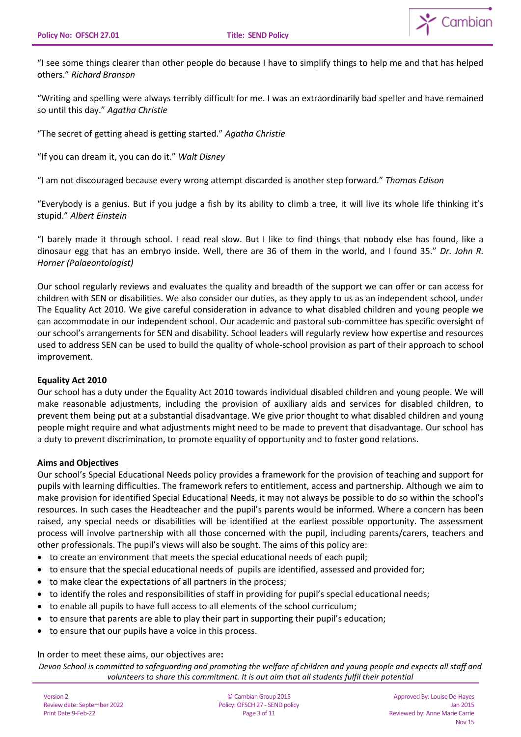"I see some things clearer than other people do because I have to simplify things to help me and that has helped others." *Richard Branson*

"Writing and spelling were always terribly difficult for me. I was an extraordinarily bad speller and have remained so until this day." *Agatha Christie*

"The secret of getting ahead is getting started." *Agatha Christie*

"If you can dream it, you can do it." *Walt Disney*

"I am not discouraged because every wrong attempt discarded is another step forward." *Thomas Edison*

"Everybody is a genius. But if you judge a fish by its ability to climb a tree, it will live its whole life thinking it's stupid." *Albert Einstein*

"I barely made it through school. I read real slow. But I like to find things that nobody else has found, like a dinosaur egg that has an embryo inside. Well, there are 36 of them in the world, and I found 35." *Dr. John R. Horner (Palaeontologist)*

Our school regularly reviews and evaluates the quality and breadth of the support we can offer or can access for children with SEN or disabilities. We also consider our duties, as they apply to us as an independent school, under The Equality Act 2010. We give careful consideration in advance to what disabled children and young people we can accommodate in our independent school. Our academic and pastoral sub-committee has specific oversight of our school's arrangements for SEN and disability. School leaders will regularly review how expertise and resources used to address SEN can be used to build the quality of whole-school provision as part of their approach to school improvement.

**Equality Act 2010**

Our school has a duty under the Equality Act 2010 towards individual disabled children and young people. We will make reasonable adjustments, including the provision of auxiliary aids and services for disabled children, to prevent them being put at a substantial disadvantage. We give prior thought to what disabled children and young people might require and what adjustments might need to be made to prevent that disadvantage. Our school has a duty to prevent discrimination, to promote equality of opportunity and to foster good relations.

**Aims and Objectives**

Our school's Special Educational Needs policy provides a framework for the provision of teaching and support for pupils with learning difficulties. The framework refers to entitlement, access and partnership. Although we aim to make provision for identified Special Educational Needs, it may not always be possible to do so within the school's resources. In such cases the Headteacher and the pupil's parents would be informed. Where a concern has been raised, any special needs or disabilities will be identified at the earliest possible opportunity. The assessment process will involve partnership with all those concerned with the pupil, including parents/carers, teachers and other professionals. The pupil's views will also be sought. The aims of this policy are:

- to create an environment that meets the special educational needs of each pupil;
- to ensure that the special educational needs of pupils are identified, assessed and provided for;
- to make clear the expectations of all partners in the process;
- to identify the roles and responsibilities of staff in providing for pupil's special educational needs;
- to enable all pupils to have full access to all elements of the school curriculum;
- to ensure that parents are able to play their part in supporting their pupil's education;
- to ensure that our pupils have a voice in this process.

In order to meet these aims, our objectives are**:**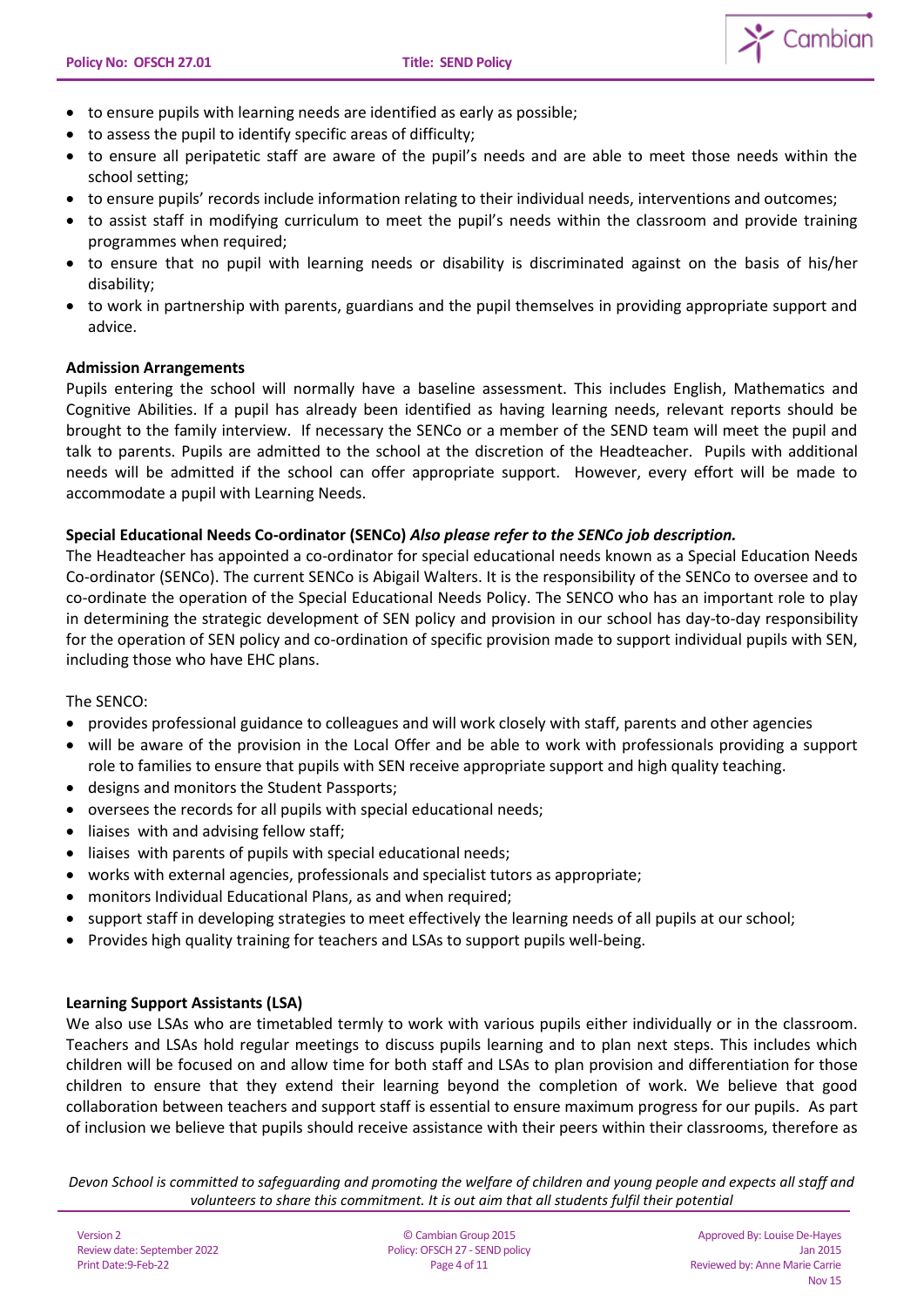- to ensure pupils with learning needs are identified as early as possible;
- to assess the pupil to identify specific areas of difficulty;
- to ensure all peripatetic staff are aware of the pupil's needs and are able to meet those needs within the school setting;
- to ensure pupils' records include information relating to their individual needs, interventions and outcomes;
- to assist staff in modifying curriculum to meet the pupil's needs within the classroom and provide training programmes when required;
- to ensure that no pupil with learning needs or disability is discriminated against on the basis of his/her disability;
- to work in partnership with parents, guardians and the pupil themselves in providing appropriate support and advice.

**Admission Arrangements**

Pupils entering the school will normally have a baseline assessment. This includes English, Mathematics and Cognitive Abilities. If a pupil has already been identified as having learning needs, relevant reports should be brought to the family interview. If necessary the SENCo or a member of the SEND team will meet the pupil and talk to parents. Pupils are admitted to the school at the discretion of the Headteacher. Pupils with additional needs will be admitted if the school can offer appropriate support. However, every effort will be made to accommodate a pupil with Learning Needs.

**Special Educational Needs Co-ordinator (SENCo)** ***Also please refer to the SENCo job description.***

The Headteacher has appointed a co-ordinator for special educational needs known as a Special Education Needs Co-ordinator (SENCo). The current SENCo is Abigail Walters. It is the responsibility of the SENCo to oversee and to co-ordinate the operation of the Special Educational Needs Policy. The SENCO who has an important role to play in determining the strategic development of SEN policy and provision in our school has day-to-day responsibility for the operation of SEN policy and co-ordination of specific provision made to support individual pupils with SEN, including those who have EHC plans.

The SENCO:

- provides professional guidance to colleagues and will work closely with staff, parents and other agencies
- will be aware of the provision in the Local Offer and be able to work with professionals providing a support role to families to ensure that pupils with SEN receive appropriate support and high quality teaching.
- designs and monitors the Student Passports;
- oversees the records for all pupils with special educational needs;
- liaises with and advising fellow staff;
- liaises with parents of pupils with special educational needs;
- works with external agencies, professionals and specialist tutors as appropriate;
- monitors Individual Educational Plans, as and when required;
- support staff in developing strategies to meet effectively the learning needs of all pupils at our school;
- Provides high quality training for teachers and LSAs to support pupils well-being.

**Learning Support Assistants (LSA)**

We also use LSAs who are timetabled termly to work with various pupils either individually or in the classroom. Teachers and LSAs hold regular meetings to discuss pupils learning and to plan next steps. This includes which children will be focused on and allow time for both staff and LSAs to plan provision and differentiation for those children to ensure that they extend their learning beyond the completion of work. We believe that good collaboration between teachers and support staff is essential to ensure maximum progress for our pupils. As part of inclusion we believe that pupils should receive assistance with their peers within their classrooms, therefore as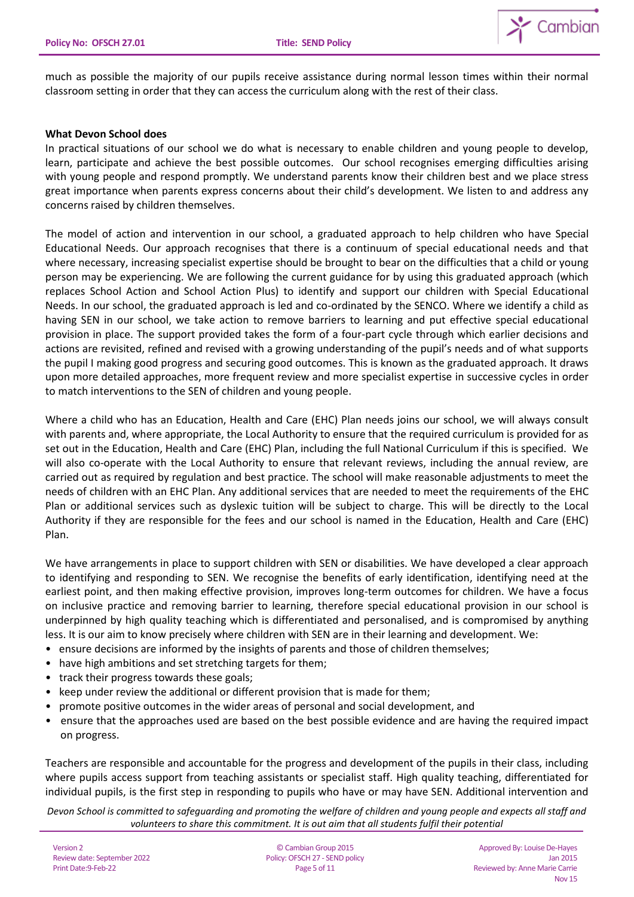much as possible the majority of our pupils receive assistance during normal lesson times within their normal classroom setting in order that they can access the curriculum along with the rest of their class.

**What Devon School does**

In practical situations of our school we do what is necessary to enable children and young people to develop, learn, participate and achieve the best possible outcomes. Our school recognises emerging difficulties arising with young people and respond promptly. We understand parents know their children best and we place stress great importance when parents express concerns about their child's development. We listen to and address any concerns raised by children themselves.

The model of action and intervention in our school, a graduated approach to help children who have Special Educational Needs. Our approach recognises that there is a continuum of special educational needs and that where necessary, increasing specialist expertise should be brought to bear on the difficulties that a child or young person may be experiencing. We are following the current guidance for by using this graduated approach (which replaces School Action and School Action Plus) to identify and support our children with Special Educational Needs. In our school, the graduated approach is led and co-ordinated by the SENCO. Where we identify a child as having SEN in our school, we take action to remove barriers to learning and put effective special educational provision in place. The support provided takes the form of a four-part cycle through which earlier decisions and actions are revisited, refined and revised with a growing understanding of the pupil's needs and of what supports the pupil I making good progress and securing good outcomes. This is known as the graduated approach. It draws upon more detailed approaches, more frequent review and more specialist expertise in successive cycles in order to match interventions to the SEN of children and young people.

Where a child who has an Education, Health and Care (EHC) Plan needs joins our school, we will always consult with parents and, where appropriate, the Local Authority to ensure that the required curriculum is provided for as set out in the Education, Health and Care (EHC) Plan, including the full National Curriculum if this is specified. We will also co-operate with the Local Authority to ensure that relevant reviews, including the annual review, are carried out as required by regulation and best practice. The school will make reasonable adjustments to meet the needs of children with an EHC Plan. Any additional services that are needed to meet the requirements of the EHC Plan or additional services such as dyslexic tuition will be subject to charge. This will be directly to the Local Authority if they are responsible for the fees and our school is named in the Education, Health and Care (EHC) Plan.

We have arrangements in place to support children with SEN or disabilities. We have developed a clear approach to identifying and responding to SEN. We recognise the benefits of early identification, identifying need at the earliest point, and then making effective provision, improves long-term outcomes for children. We have a focus on inclusive practice and removing barrier to learning, therefore special educational provision in our school is underpinned by high quality teaching which is differentiated and personalised, and is compromised by anything less. It is our aim to know precisely where children with SEN are in their learning and development. We:

- ensure decisions are informed by the insights of parents and those of children themselves;
- have high ambitions and set stretching targets for them;
- track their progress towards these goals;
- keep under review the additional or different provision that is made for them;
- promote positive outcomes in the wider areas of personal and social development, and
- ensure that the approaches used are based on the best possible evidence and are having the required impact on progress.

Teachers are responsible and accountable for the progress and development of the pupils in their class, including where pupils access support from teaching assistants or specialist staff. High quality teaching, differentiated for individual pupils, is the first step in responding to pupils who have or may have SEN. Additional intervention and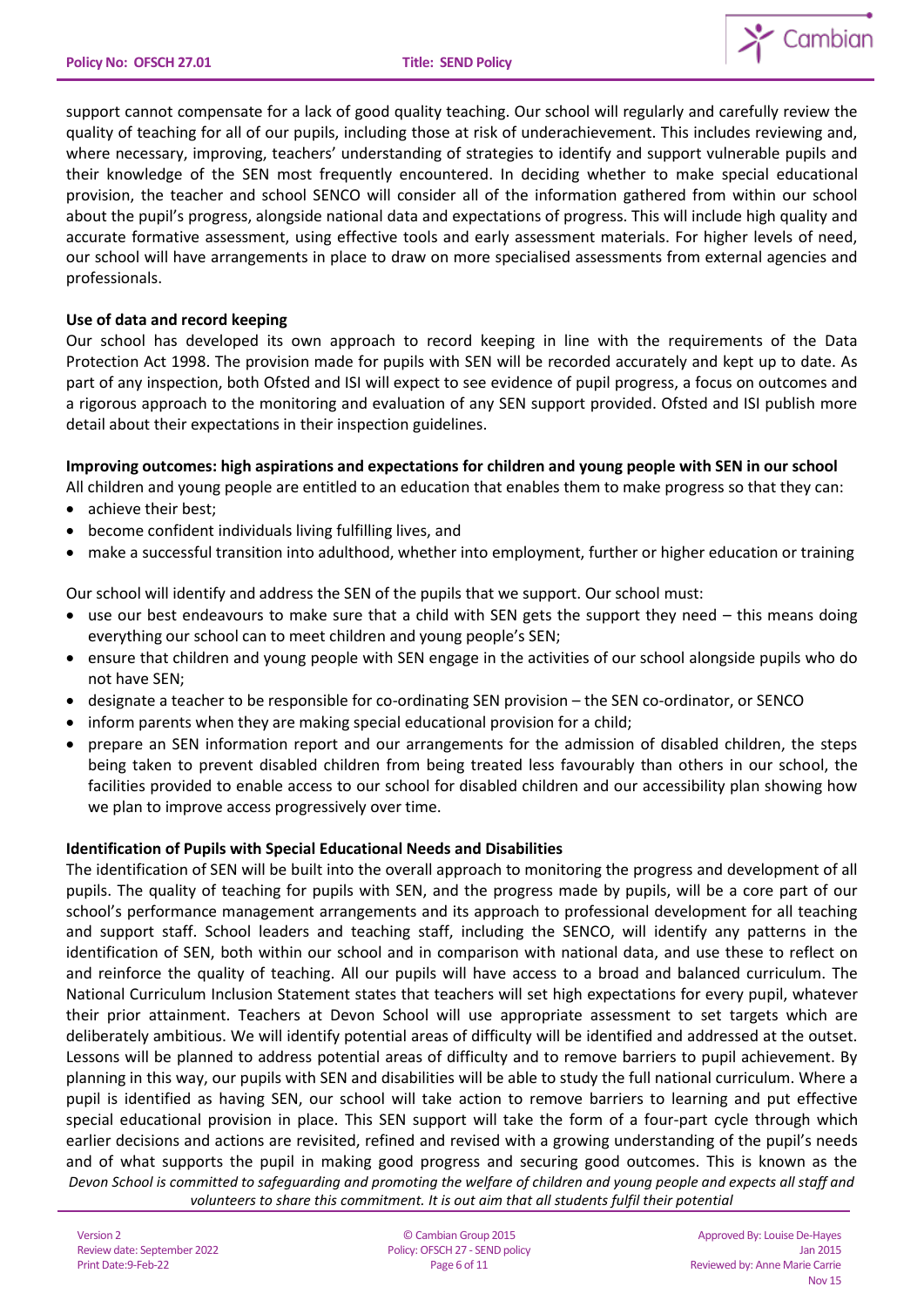support cannot compensate for a lack of good quality teaching. Our school will regularly and carefully review the quality of teaching for all of our pupils, including those at risk of underachievement. This includes reviewing and, where necessary, improving, teachers' understanding of strategies to identify and support vulnerable pupils and their knowledge of the SEN most frequently encountered. In deciding whether to make special educational provision, the teacher and school SENCO will consider all of the information gathered from within our school about the pupil's progress, alongside national data and expectations of progress. This will include high quality and accurate formative assessment, using effective tools and early assessment materials. For higher levels of need, our school will have arrangements in place to draw on more specialised assessments from external agencies and professionals.

**Use of data and record keeping**

Our school has developed its own approach to record keeping in line with the requirements of the Data Protection Act 1998. The provision made for pupils with SEN will be recorded accurately and kept up to date. As part of any inspection, both Ofsted and ISI will expect to see evidence of pupil progress, a focus on outcomes and a rigorous approach to the monitoring and evaluation of any SEN support provided. Ofsted and ISI publish more detail about their expectations in their inspection guidelines.

**Improving outcomes: high aspirations and expectations for children and young people with SEN in our school**

All children and young people are entitled to an education that enables them to make progress so that they can:

- achieve their best;
- become confident individuals living fulfilling lives, and
- make a successful transition into adulthood, whether into employment, further or higher education or training

Our school will identify and address the SEN of the pupils that we support. Our school must:

- use our best endeavours to make sure that a child with SEN gets the support they need – this means doing everything our school can to meet children and young people's SEN;
- ensure that children and young people with SEN engage in the activities of our school alongside pupils who do not have SEN;
- designate a teacher to be responsible for co-ordinating SEN provision – the SEN co-ordinator, or SENCO
- inform parents when they are making special educational provision for a child;
- prepare an SEN information report and our arrangements for the admission of disabled children, the steps being taken to prevent disabled children from being treated less favourably than others in our school, the facilities provided to enable access to our school for disabled children and our accessibility plan showing how we plan to improve access progressively over time.

**Identification of Pupils with Special Educational Needs and Disabilities**

The identification of SEN will be built into the overall approach to monitoring the progress and development of all pupils. The quality of teaching for pupils with SEN, and the progress made by pupils, will be a core part of our school's performance management arrangements and its approach to professional development for all teaching and support staff. School leaders and teaching staff, including the SENCO, will identify any patterns in the identification of SEN, both within our school and in comparison with national data, and use these to reflect on and reinforce the quality of teaching. All our pupils will have access to a broad and balanced curriculum. The National Curriculum Inclusion Statement states that teachers will set high expectations for every pupil, whatever their prior attainment. Teachers at Devon School will use appropriate assessment to set targets which are deliberately ambitious. We will identify potential areas of difficulty will be identified and addressed at the outset. Lessons will be planned to address potential areas of difficulty and to remove barriers to pupil achievement. By planning in this way, our pupils with SEN and disabilities will be able to study the full national curriculum. Where a pupil is identified as having SEN, our school will take action to remove barriers to learning and put effective special educational provision in place. This SEN support will take the form of a four-part cycle through which earlier decisions and actions are revisited, refined and revised with a growing understanding of the pupil's needs and of what supports the pupil in making good progress and securing good outcomes. This is known as the

*Devon School is committed to safeguarding and promoting the welfare of children and young people and expects all staff and volunteers to share this commitment. It is out aim that all students fulfil their potential*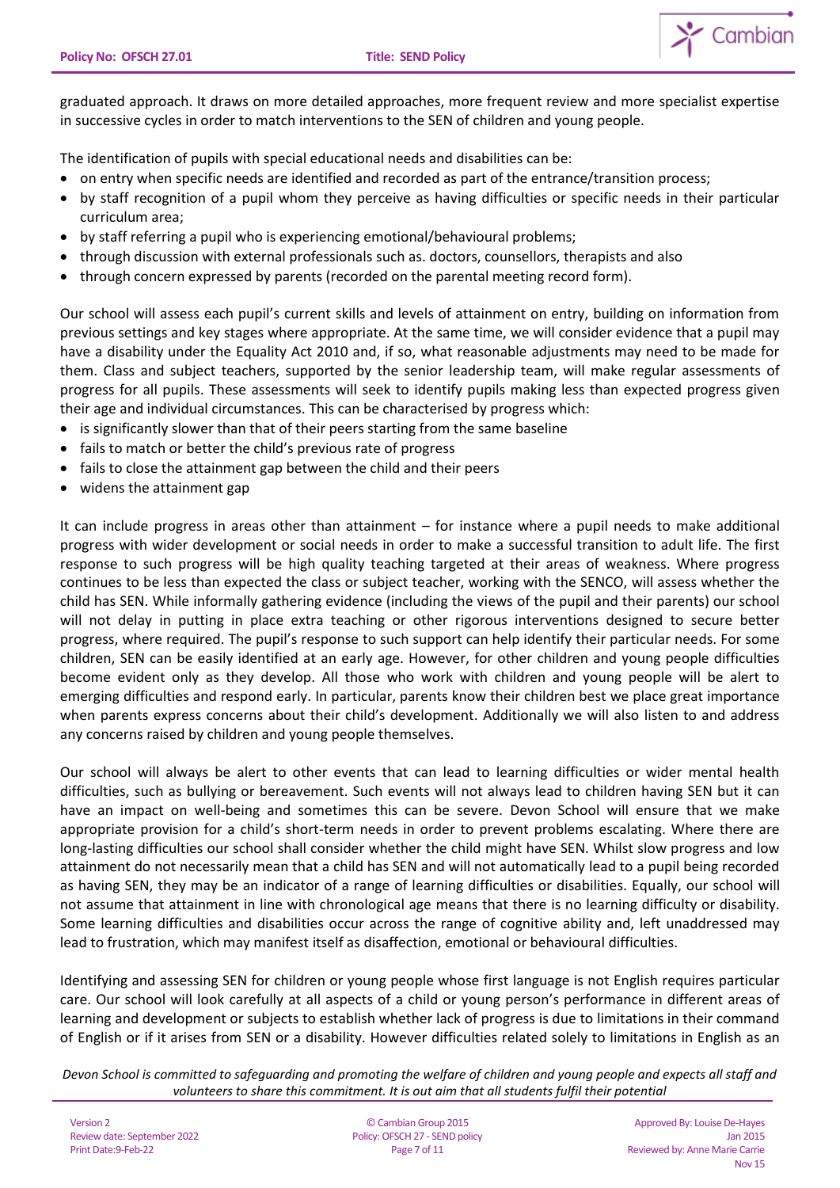graduated approach. It draws on more detailed approaches, more frequent review and more specialist expertise in successive cycles in order to match interventions to the SEN of children and young people.

The identification of pupils with special educational needs and disabilities can be:

- on entry when specific needs are identified and recorded as part of the entrance/transition process;
- by staff recognition of a pupil whom they perceive as having difficulties or specific needs in their particular curriculum area;
- by staff referring a pupil who is experiencing emotional/behavioural problems;
- through discussion with external professionals such as. doctors, counsellors, therapists and also
- through concern expressed by parents (recorded on the parental meeting record form).

Our school will assess each pupil's current skills and levels of attainment on entry, building on information from previous settings and key stages where appropriate. At the same time, we will consider evidence that a pupil may have a disability under the Equality Act 2010 and, if so, what reasonable adjustments may need to be made for them. Class and subject teachers, supported by the senior leadership team, will make regular assessments of progress for all pupils. These assessments will seek to identify pupils making less than expected progress given their age and individual circumstances. This can be characterised by progress which:

- is significantly slower than that of their peers starting from the same baseline
- fails to match or better the child's previous rate of progress
- fails to close the attainment gap between the child and their peers
- widens the attainment gap

It can include progress in areas other than attainment – for instance where a pupil needs to make additional progress with wider development or social needs in order to make a successful transition to adult life. The first response to such progress will be high quality teaching targeted at their areas of weakness. Where progress continues to be less than expected the class or subject teacher, working with the SENCO, will assess whether the child has SEN. While informally gathering evidence (including the views of the pupil and their parents) our school will not delay in putting in place extra teaching or other rigorous interventions designed to secure better progress, where required. The pupil's response to such support can help identify their particular needs. For some children, SEN can be easily identified at an early age. However, for other children and young people difficulties become evident only as they develop. All those who work with children and young people will be alert to emerging difficulties and respond early. In particular, parents know their children best we place great importance when parents express concerns about their child's development. Additionally we will also listen to and address any concerns raised by children and young people themselves.

Our school will always be alert to other events that can lead to learning difficulties or wider mental health difficulties, such as bullying or bereavement. Such events will not always lead to children having SEN but it can have an impact on well-being and sometimes this can be severe. Devon School will ensure that we make appropriate provision for a child's short-term needs in order to prevent problems escalating. Where there are long-lasting difficulties our school shall consider whether the child might have SEN. Whilst slow progress and low attainment do not necessarily mean that a child has SEN and will not automatically lead to a pupil being recorded as having SEN, they may be an indicator of a range of learning difficulties or disabilities. Equally, our school will not assume that attainment in line with chronological age means that there is no learning difficulty or disability. Some learning difficulties and disabilities occur across the range of cognitive ability and, left unaddressed may lead to frustration, which may manifest itself as disaffection, emotional or behavioural difficulties.

Identifying and assessing SEN for children or young people whose first language is not English requires particular care. Our school will look carefully at all aspects of a child or young person's performance in different areas of learning and development or subjects to establish whether lack of progress is due to limitations in their command of English or if it arises from SEN or a disability. However difficulties related solely to limitations in English as an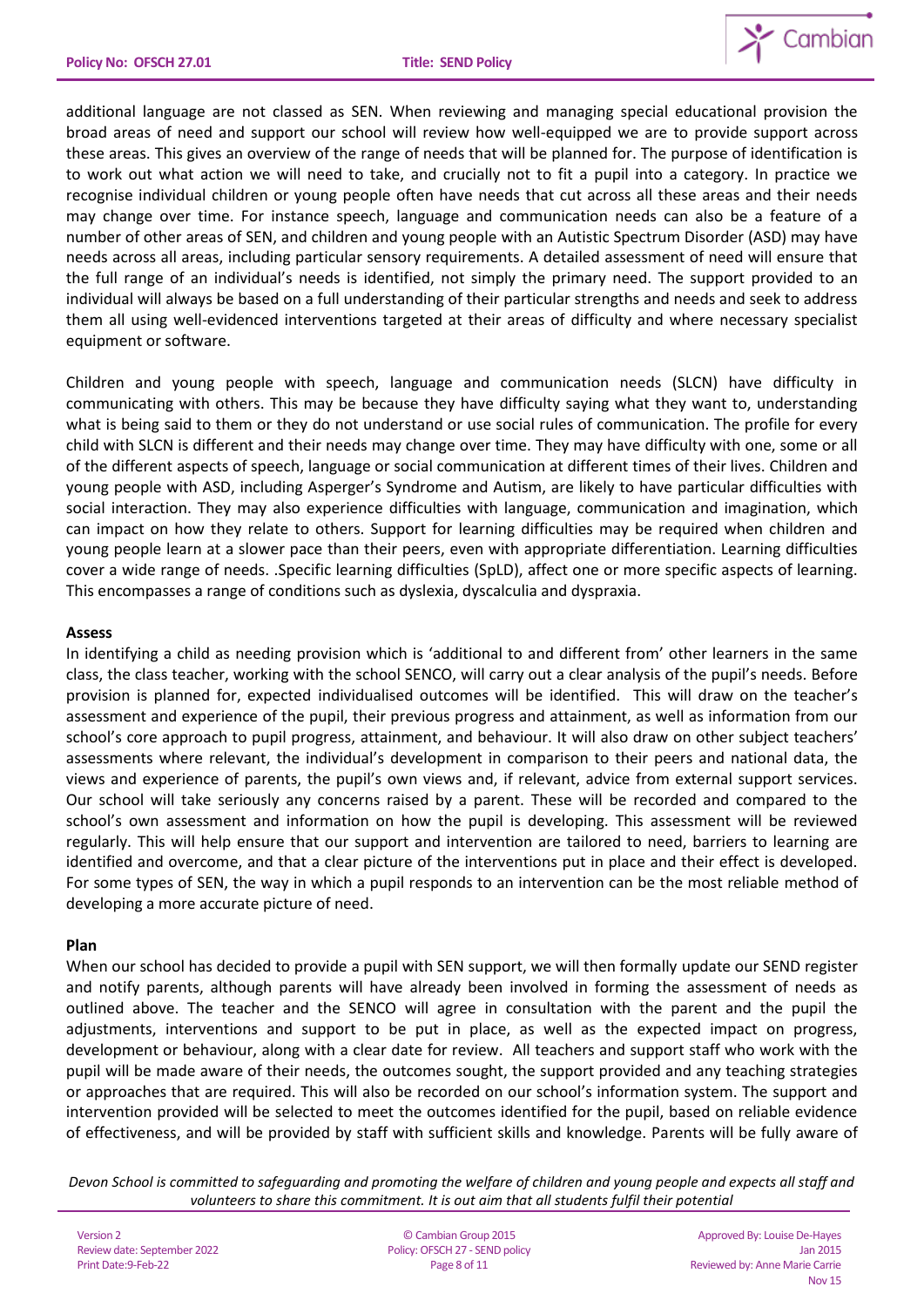additional language are not classed as SEN. When reviewing and managing special educational provision the broad areas of need and support our school will review how well-equipped we are to provide support across these areas. This gives an overview of the range of needs that will be planned for. The purpose of identification is to work out what action we will need to take, and crucially not to fit a pupil into a category. In practice we recognise individual children or young people often have needs that cut across all these areas and their needs may change over time. For instance speech, language and communication needs can also be a feature of a number of other areas of SEN, and children and young people with an Autistic Spectrum Disorder (ASD) may have needs across all areas, including particular sensory requirements. A detailed assessment of need will ensure that the full range of an individual's needs is identified, not simply the primary need. The support provided to an individual will always be based on a full understanding of their particular strengths and needs and seek to address them all using well-evidenced interventions targeted at their areas of difficulty and where necessary specialist equipment or software.

Children and young people with speech, language and communication needs (SLCN) have difficulty in communicating with others. This may be because they have difficulty saying what they want to, understanding what is being said to them or they do not understand or use social rules of communication. The profile for every child with SLCN is different and their needs may change over time. They may have difficulty with one, some or all of the different aspects of speech, language or social communication at different times of their lives. Children and young people with ASD, including Asperger's Syndrome and Autism, are likely to have particular difficulties with social interaction. They may also experience difficulties with language, communication and imagination, which can impact on how they relate to others. Support for learning difficulties may be required when children and young people learn at a slower pace than their peers, even with appropriate differentiation. Learning difficulties cover a wide range of needs. .Specific learning difficulties (SpLD), affect one or more specific aspects of learning. This encompasses a range of conditions such as dyslexia, dyscalculia and dyspraxia.

**Assess**

In identifying a child as needing provision which is 'additional to and different from' other learners in the same class, the class teacher, working with the school SENCO, will carry out a clear analysis of the pupil's needs. Before provision is planned for, expected individualised outcomes will be identified. This will draw on the teacher's assessment and experience of the pupil, their previous progress and attainment, as well as information from our school's core approach to pupil progress, attainment, and behaviour. It will also draw on other subject teachers' assessments where relevant, the individual's development in comparison to their peers and national data, the views and experience of parents, the pupil's own views and, if relevant, advice from external support services. Our school will take seriously any concerns raised by a parent. These will be recorded and compared to the school's own assessment and information on how the pupil is developing. This assessment will be reviewed regularly. This will help ensure that our support and intervention are tailored to need, barriers to learning are identified and overcome, and that a clear picture of the interventions put in place and their effect is developed. For some types of SEN, the way in which a pupil responds to an intervention can be the most reliable method of developing a more accurate picture of need.

**Plan**

When our school has decided to provide a pupil with SEN support, we will then formally update our SEND register and notify parents, although parents will have already been involved in forming the assessment of needs as outlined above. The teacher and the SENCO will agree in consultation with the parent and the pupil the adjustments, interventions and support to be put in place, as well as the expected impact on progress, development or behaviour, along with a clear date for review. All teachers and support staff who work with the pupil will be made aware of their needs, the outcomes sought, the support provided and any teaching strategies or approaches that are required. This will also be recorded on our school's information system. The support and intervention provided will be selected to meet the outcomes identified for the pupil, based on reliable evidence of effectiveness, and will be provided by staff with sufficient skills and knowledge. Parents will be fully aware of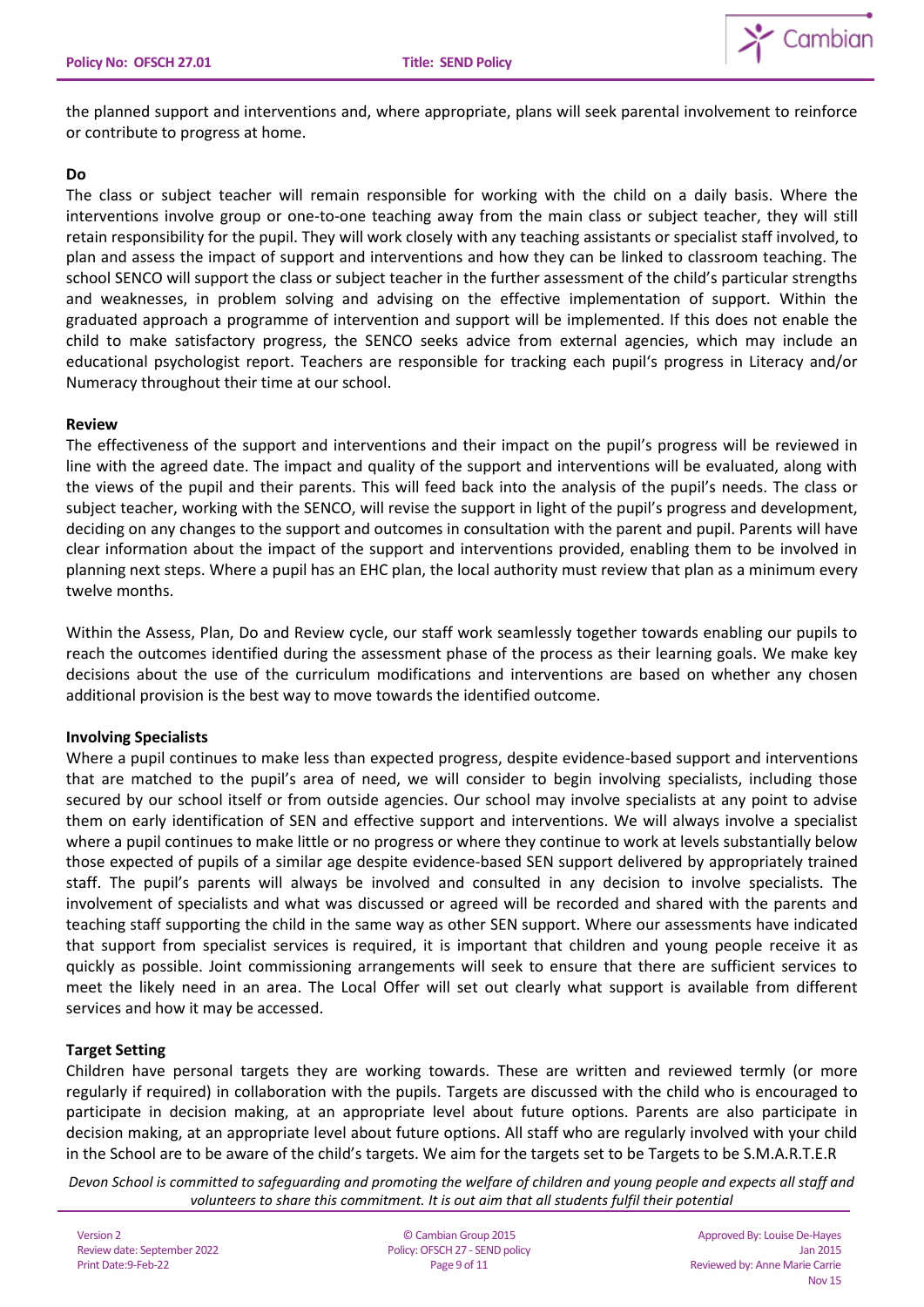the planned support and interventions and, where appropriate, plans will seek parental involvement to reinforce or contribute to progress at home.

**Do**

The class or subject teacher will remain responsible for working with the child on a daily basis. Where the interventions involve group or one-to-one teaching away from the main class or subject teacher, they will still retain responsibility for the pupil. They will work closely with any teaching assistants or specialist staff involved, to plan and assess the impact of support and interventions and how they can be linked to classroom teaching. The school SENCO will support the class or subject teacher in the further assessment of the child's particular strengths and weaknesses, in problem solving and advising on the effective implementation of support. Within the graduated approach a programme of intervention and support will be implemented. If this does not enable the child to make satisfactory progress, the SENCO seeks advice from external agencies, which may include an educational psychologist report. Teachers are responsible for tracking each pupil's progress in Literacy and/or Numeracy throughout their time at our school.

**Review**

The effectiveness of the support and interventions and their impact on the pupil's progress will be reviewed in line with the agreed date. The impact and quality of the support and interventions will be evaluated, along with the views of the pupil and their parents. This will feed back into the analysis of the pupil's needs. The class or subject teacher, working with the SENCO, will revise the support in light of the pupil's progress and development, deciding on any changes to the support and outcomes in consultation with the parent and pupil. Parents will have clear information about the impact of the support and interventions provided, enabling them to be involved in planning next steps. Where a pupil has an EHC plan, the local authority must review that plan as a minimum every twelve months.

Within the Assess, Plan, Do and Review cycle, our staff work seamlessly together towards enabling our pupils to reach the outcomes identified during the assessment phase of the process as their learning goals. We make key decisions about the use of the curriculum modifications and interventions are based on whether any chosen additional provision is the best way to move towards the identified outcome.

**Involving Specialists**

Where a pupil continues to make less than expected progress, despite evidence-based support and interventions that are matched to the pupil's area of need, we will consider to begin involving specialists, including those secured by our school itself or from outside agencies. Our school may involve specialists at any point to advise them on early identification of SEN and effective support and interventions. We will always involve a specialist where a pupil continues to make little or no progress or where they continue to work at levels substantially below those expected of pupils of a similar age despite evidence-based SEN support delivered by appropriately trained staff. The pupil's parents will always be involved and consulted in any decision to involve specialists. The involvement of specialists and what was discussed or agreed will be recorded and shared with the parents and teaching staff supporting the child in the same way as other SEN support. Where our assessments have indicated that support from specialist services is required, it is important that children and young people receive it as quickly as possible. Joint commissioning arrangements will seek to ensure that there are sufficient services to meet the likely need in an area. The Local Offer will set out clearly what support is available from different services and how it may be accessed.

**Target Setting**

Children have personal targets they are working towards. These are written and reviewed termly (or more regularly if required) in collaboration with the pupils. Targets are discussed with the child who is encouraged to participate in decision making, at an appropriate level about future options. Parents are also participate in decision making, at an appropriate level about future options. All staff who are regularly involved with your child in the School are to be aware of the child's targets. We aim for the targets set to be Targets to be S.M.A.R.T.E.R

*Devon School is committed to safeguarding and promoting the welfare of children and young people and expects all staff and volunteers to share this commitment. It is out aim that all students fulfil their potential*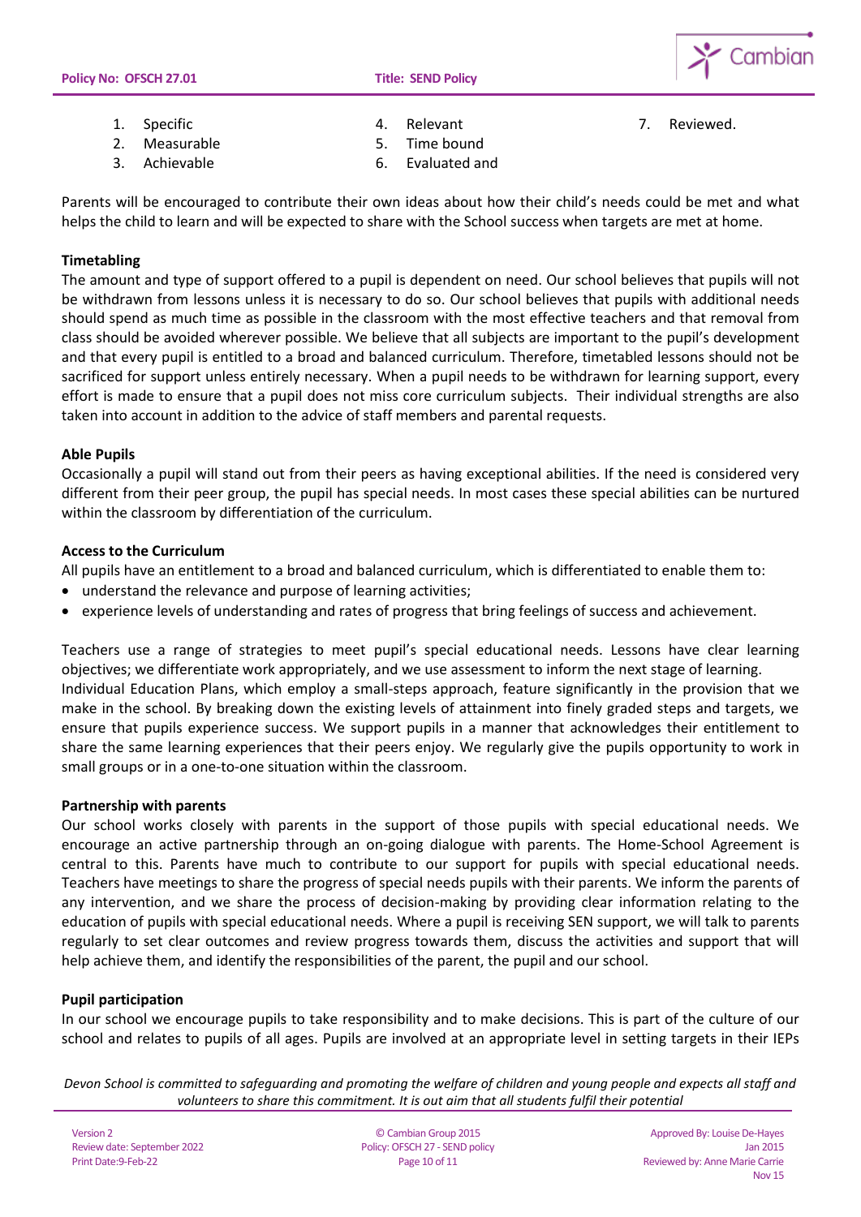1. Specific
2. Measurable
3. Achievable
4. Relevant
5. Time bound
6. Evaluated and
7. Reviewed.

Parents will be encouraged to contribute their own ideas about how their child's needs could be met and what helps the child to learn and will be expected to share with the School success when targets are met at home.

**Timetabling**

The amount and type of support offered to a pupil is dependent on need. Our school believes that pupils will not be withdrawn from lessons unless it is necessary to do so. Our school believes that pupils with additional needs should spend as much time as possible in the classroom with the most effective teachers and that removal from class should be avoided wherever possible. We believe that all subjects are important to the pupil's development and that every pupil is entitled to a broad and balanced curriculum. Therefore, timetabled lessons should not be sacrificed for support unless entirely necessary. When a pupil needs to be withdrawn for learning support, every effort is made to ensure that a pupil does not miss core curriculum subjects. Their individual strengths are also taken into account in addition to the advice of staff members and parental requests.

**Able Pupils**

Occasionally a pupil will stand out from their peers as having exceptional abilities. If the need is considered very different from their peer group, the pupil has special needs. In most cases these special abilities can be nurtured within the classroom by differentiation of the curriculum.

**Access to the Curriculum**

All pupils have an entitlement to a broad and balanced curriculum, which is differentiated to enable them to:

- understand the relevance and purpose of learning activities;
- experience levels of understanding and rates of progress that bring feelings of success and achievement.

Teachers use a range of strategies to meet pupil's special educational needs. Lessons have clear learning objectives; we differentiate work appropriately, and we use assessment to inform the next stage of learning. Individual Education Plans, which employ a small-steps approach, feature significantly in the provision that we make in the school. By breaking down the existing levels of attainment into finely graded steps and targets, we ensure that pupils experience success. We support pupils in a manner that acknowledges their entitlement to share the same learning experiences that their peers enjoy. We regularly give the pupils opportunity to work in small groups or in a one-to-one situation within the classroom.

**Partnership with parents**

Our school works closely with parents in the support of those pupils with special educational needs. We encourage an active partnership through an on-going dialogue with parents. The Home-School Agreement is central to this. Parents have much to contribute to our support for pupils with special educational needs. Teachers have meetings to share the progress of special needs pupils with their parents. We inform the parents of any intervention, and we share the process of decision-making by providing clear information relating to the education of pupils with special educational needs. Where a pupil is receiving SEN support, we will talk to parents regularly to set clear outcomes and review progress towards them, discuss the activities and support that will help achieve them, and identify the responsibilities of the parent, the pupil and our school.

**Pupil participation**

In our school we encourage pupils to take responsibility and to make decisions. This is part of the culture of our school and relates to pupils of all ages. Pupils are involved at an appropriate level in setting targets in their IEPs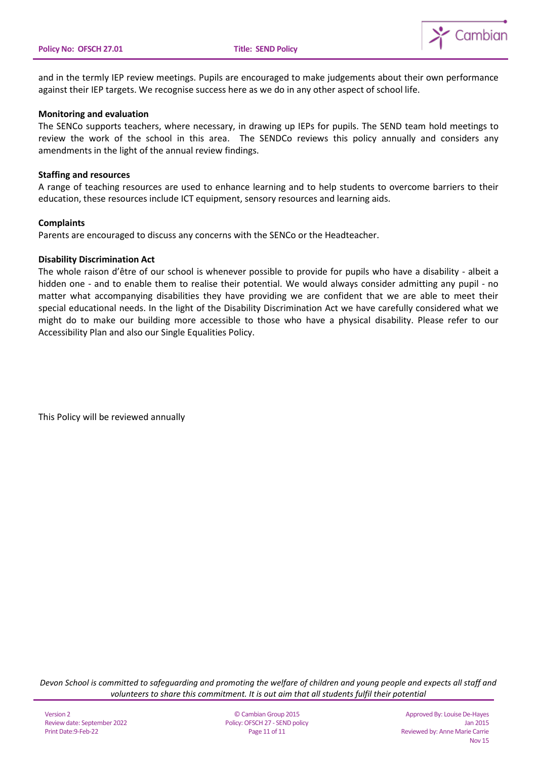and in the termly IEP review meetings. Pupils are encouraged to make judgements about their own performance against their IEP targets. We recognise success here as we do in any other aspect of school life.

**Monitoring and evaluation**

The SENCo supports teachers, where necessary, in drawing up IEPs for pupils. The SEND team hold meetings to review the work of the school in this area. The SENDCo reviews this policy annually and considers any amendments in the light of the annual review findings.

**Staffing and resources**

A range of teaching resources are used to enhance learning and to help students to overcome barriers to their education, these resources include ICT equipment, sensory resources and learning aids.

**Complaints**

Parents are encouraged to discuss any concerns with the SENCo or the Headteacher.

**Disability Discrimination Act**

The whole raison d'être of our school is whenever possible to provide for pupils who have a disability - albeit a hidden one - and to enable them to realise their potential. We would always consider admitting any pupil - no matter what accompanying disabilities they have providing we are confident that we are able to meet their special educational needs. In the light of the Disability Discrimination Act we have carefully considered what we might do to make our building more accessible to those who have a physical disability. Please refer to our Accessibility Plan and also our Single Equalities Policy.

This Policy will be reviewed annually

*Devon School is committed to safeguarding and promoting the welfare of children and young people and expects all staff and volunteers to share this commitment. It is out aim that all students fulfil their potential*